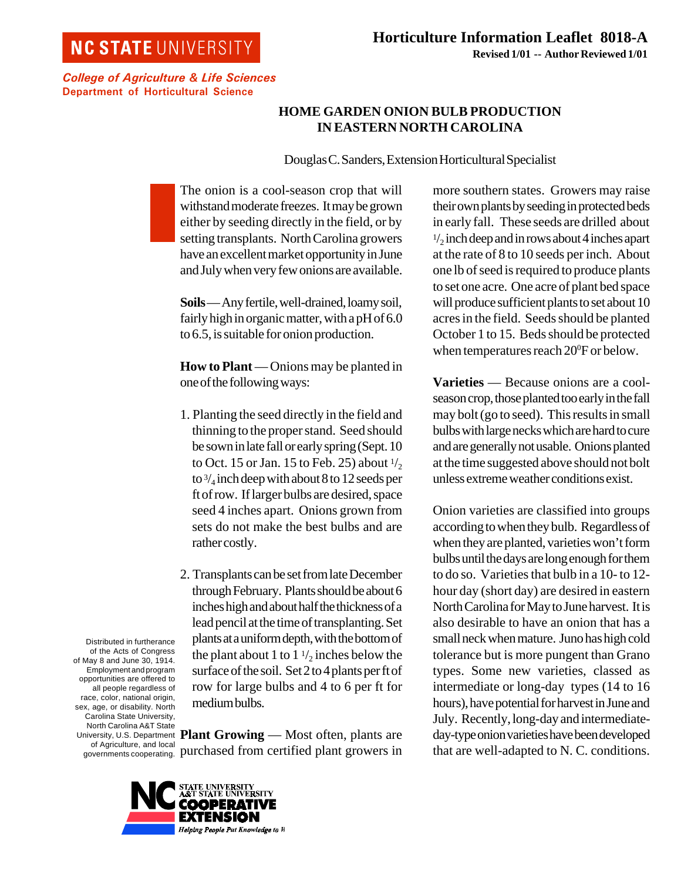NC STATE UNIVERSITY

*College of Agriculture & Life Sciences*
**Department of Horticultural Science**

**Horticulture Information Leaflet 8018-A**
**Revised 1/01 -- Author Reviewed 1/01**

# HOME GARDEN ONION BULB PRODUCTION IN EASTERN NORTH CAROLINA

Douglas C. Sanders, Extension Horticultural Specialist

The onion is a cool-season crop that will withstand moderate freezes. It may be grown either by seeding directly in the field, or by setting transplants. North Carolina growers have an excellent market opportunity in June and July when very few onions are available.

**Soils** — Any fertile, well-drained, loamy soil, fairly high in organic matter, with a pH of 6.0 to 6.5, is suitable for onion production.

**How to Plant** — Onions may be planted in one of the following ways:

1. Planting the seed directly in the field and thinning to the proper stand. Seed should be sown in late fall or early spring (Sept. 10 to Oct. 15 or Jan. 15 to Feb. 25) about $^1/_2$ to $^3/_4$ inch deep with about 8 to 12 seeds per ft of row. If larger bulbs are desired, space seed 4 inches apart. Onions grown from sets do not make the best bulbs and are rather costly.

2. Transplants can be set from late December through February. Plants should be about 6 inches high and about half the thickness of a lead pencil at the time of transplanting. Set plants at a uniform depth, with the bottom of the plant about 1 to 1 $^1/_2$ inches below the surface of the soil. Set 2 to 4 plants per ft of row for large bulbs and 4 to 6 per ft for medium bulbs.

**Plant Growing** — Most often, plants are purchased from certified plant growers in more southern states. Growers may raise their own plants by seeding in protected beds in early fall. These seeds are drilled about $^1/_2$ inch deep and in rows about 4 inches apart at the rate of 8 to 10 seeds per inch. About one lb of seed is required to produce plants to set one acre. One acre of plant bed space will produce sufficient plants to set about 10 acres in the field. Seeds should be planted October 1 to 15. Beds should be protected when temperatures reach 20$^0$F or below.

**Varieties** — Because onions are a cool-season crop, those planted too early in the fall may bolt (go to seed). This results in small bulbs with large necks which are hard to cure and are generally not usable. Onions planted at the time suggested above should not bolt unless extreme weather conditions exist.

Onion varieties are classified into groups according to when they bulb. Regardless of when they are planted, varieties won't form bulbs until the days are long enough for them to do so. Varieties that bulb in a 10- to 12-hour day (short day) are desired in eastern North Carolina for May to June harvest. It is also desirable to have an onion that has a small neck when mature. Juno has high cold tolerance but is more pungent than Grano types. Some new varieties, classed as intermediate or long-day types (14 to 16 hours), have potential for harvest in June and July. Recently, long-day and intermediate-day-type onion varieties have been developed that are well-adapted to N. C. conditions.

Distributed in furtherance of the Acts of Congress of May 8 and June 30, 1914. Employment and program opportunities are offered to all people regardless of race, color, national origin, sex, age, or disability. North Carolina State University, North Carolina A&T State University, U.S. Department of Agriculture, and local governments cooperating.

NC STATE UNIVERSITY A&T STATE UNIVERSITY COOPERATIVE EXTENSION
*Helping People Put Knowledge to W*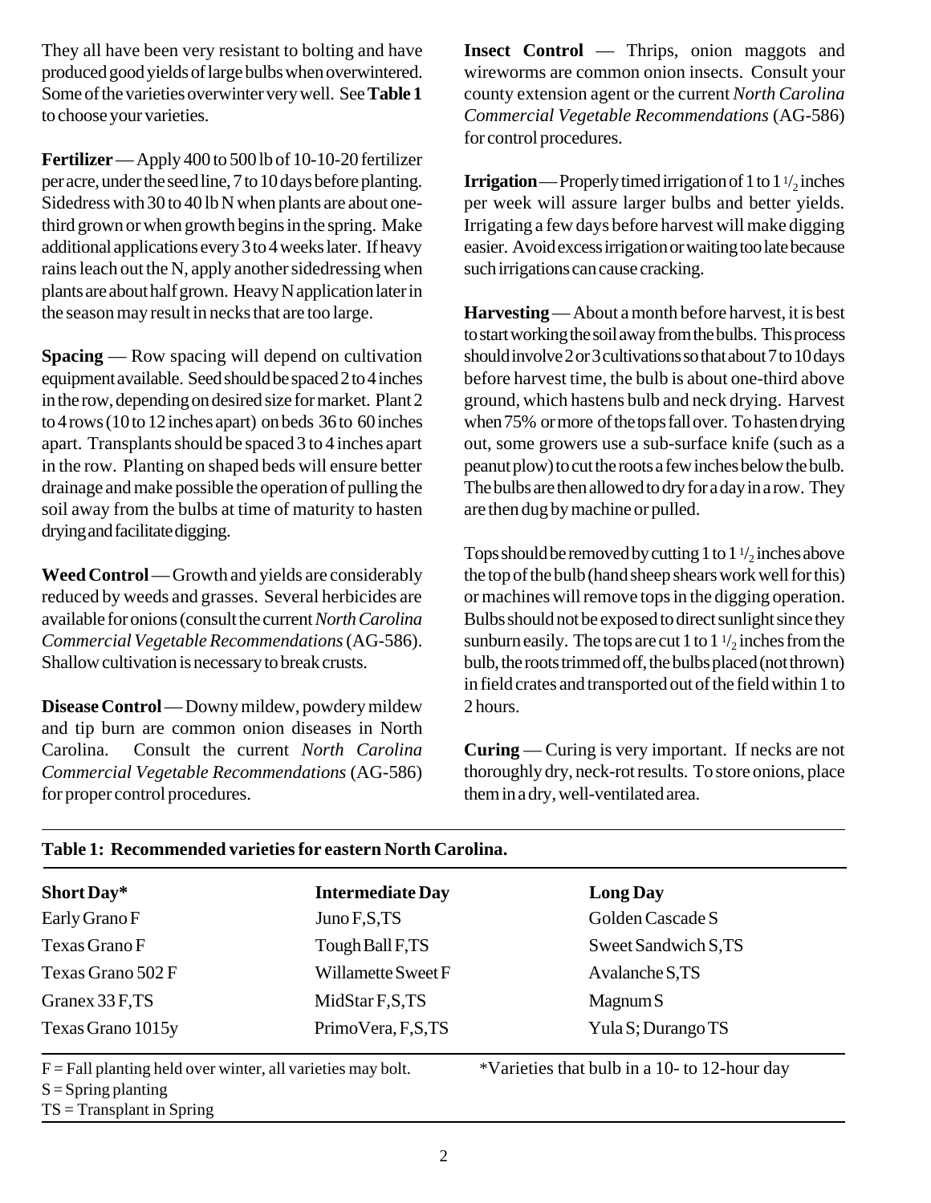They all have been very resistant to bolting and have produced good yields of large bulbs when overwintered. Some of the varieties overwinter very well. See **Table 1** to choose your varieties.

**Fertilizer** — Apply 400 to 500 lb of 10-10-20 fertilizer per acre, under the seed line, 7 to 10 days before planting. Sidedress with 30 to 40 lb N when plants are about one-third grown or when growth begins in the spring. Make additional applications every 3 to 4 weeks later. If heavy rains leach out the N, apply another sidedressing when plants are about half grown. Heavy N application later in the season may result in necks that are too large.

**Spacing** — Row spacing will depend on cultivation equipment available. Seed should be spaced 2 to 4 inches in the row, depending on desired size for market. Plant 2 to 4 rows (10 to 12 inches apart) on beds 36 to 60 inches apart. Transplants should be spaced 3 to 4 inches apart in the row. Planting on shaped beds will ensure better drainage and make possible the operation of pulling the soil away from the bulbs at time of maturity to hasten drying and facilitate digging.

**Weed Control** — Growth and yields are considerably reduced by weeds and grasses. Several herbicides are available for onions (consult the current *North Carolina Commercial Vegetable Recommendations* (AG-586). Shallow cultivation is necessary to break crusts.

**Disease Control** — Downy mildew, powdery mildew and tip burn are common onion diseases in North Carolina. Consult the current *North Carolina Commercial Vegetable Recommendations* (AG-586) for proper control procedures.

**Insect Control** — Thrips, onion maggots and wireworms are common onion insects. Consult your county extension agent or the current *North Carolina Commercial Vegetable Recommendations* (AG-586) for control procedures.

**Irrigation** — Properly timed irrigation of 1 to 1 1/2 inches per week will assure larger bulbs and better yields. Irrigating a few days before harvest will make digging easier. Avoid excess irrigation or waiting too late because such irrigations can cause cracking.

**Harvesting** — About a month before harvest, it is best to start working the soil away from the bulbs. This process should involve 2 or 3 cultivations so that about 7 to 10 days before harvest time, the bulb is about one-third above ground, which hastens bulb and neck drying. Harvest when 75% or more of the tops fall over. To hasten drying out, some growers use a sub-surface knife (such as a peanut plow) to cut the roots a few inches below the bulb. The bulbs are then allowed to dry for a day in a row. They are then dug by machine or pulled.

Tops should be removed by cutting 1 to 1 1/2 inches above the top of the bulb (hand sheep shears work well for this) or machines will remove tops in the digging operation. Bulbs should not be exposed to direct sunlight since they sunburn easily. The tops are cut 1 to 1 1/2 inches from the bulb, the roots trimmed off, the bulbs placed (not thrown) in field crates and transported out of the field within 1 to 2 hours.

**Curing** — Curing is very important. If necks are not thoroughly dry, neck-rot results. To store onions, place them in a dry, well-ventilated area.

**Table 1: Recommended varieties for eastern North Carolina.**

| Short Day* | Intermediate Day | Long Day |
|---|---|---|
| Early Grano F | Juno F,S,TS | Golden Cascade S |
| Texas Grano F | Tough Ball F,TS | Sweet Sandwich S,TS |
| Texas Grano 502 F | Willamette Sweet F | Avalanche S,TS |
| Granex 33 F,TS | MidStar F,S,TS | Magnum S |
| Texas Grano 1015y | PrimoVera, F,S,TS | Yula S; Durango TS |

F = Fall planting held over winter, all varieties may bolt.
S = Spring planting
TS = Transplant in Spring

*Varieties that bulb in a 10- to 12-hour day